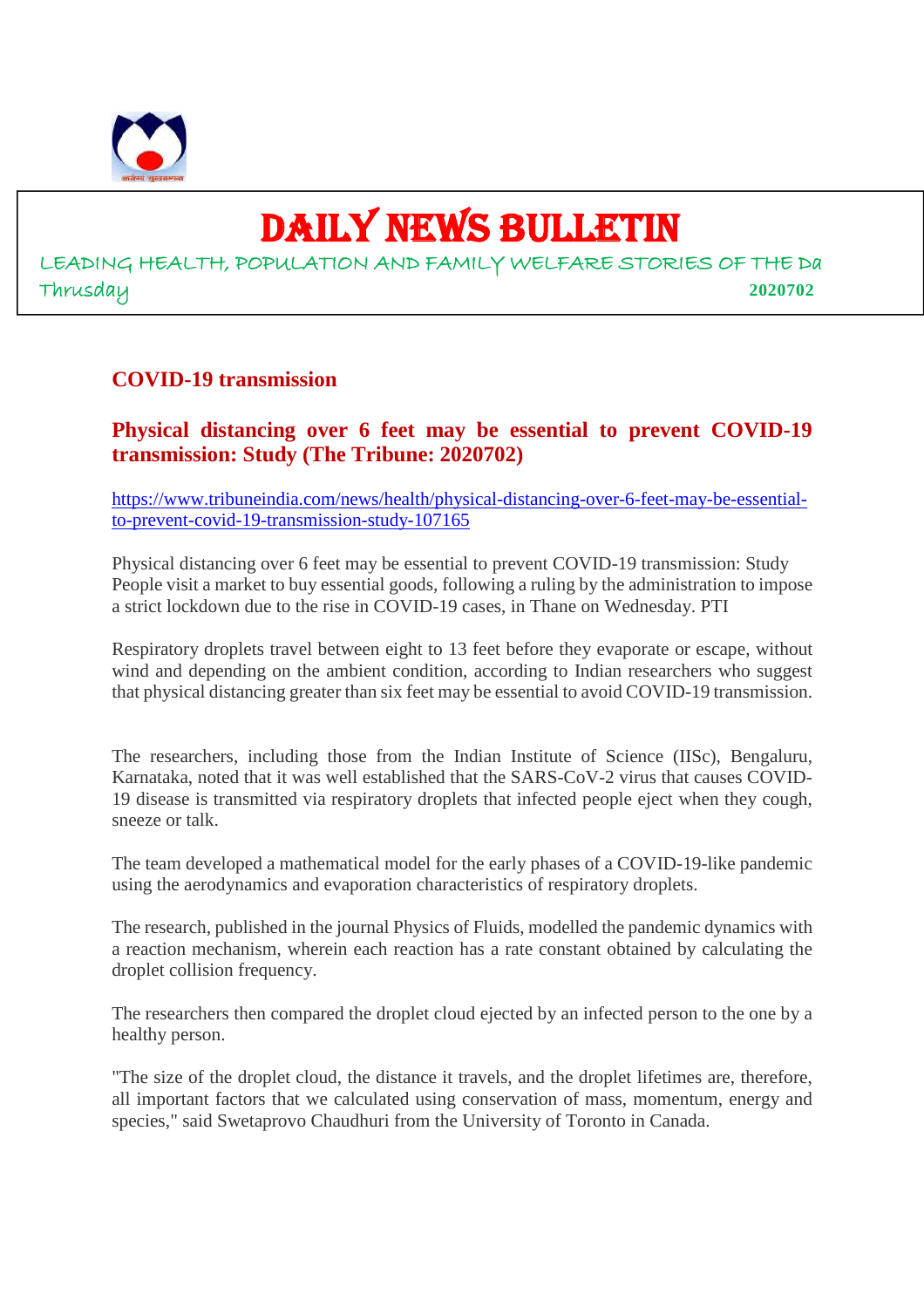# DAILY NEWS BULLETIN

LEADING HEALTH, POPULATION AND FAMILY WELFARE STORIES OF THE Da

Thrusday **2020702**

## COVID-19 transmission

### Physical distancing over 6 feet may be essential to prevent COVID-19 transmission: Study (The Tribune: 2020702)

https://www.tribuneindia.com/news/health/physical-distancing-over-6-feet-may-be-essential-to-prevent-covid-19-transmission-study-107165

Physical distancing over 6 feet may be essential to prevent COVID-19 transmission: Study
People visit a market to buy essential goods, following a ruling by the administration to impose a strict lockdown due to the rise in COVID-19 cases, in Thane on Wednesday. PTI

Respiratory droplets travel between eight to 13 feet before they evaporate or escape, without wind and depending on the ambient condition, according to Indian researchers who suggest that physical distancing greater than six feet may be essential to avoid COVID-19 transmission.

The researchers, including those from the Indian Institute of Science (IISc), Bengaluru, Karnataka, noted that it was well established that the SARS-CoV-2 virus that causes COVID-19 disease is transmitted via respiratory droplets that infected people eject when they cough, sneeze or talk.

The team developed a mathematical model for the early phases of a COVID-19-like pandemic using the aerodynamics and evaporation characteristics of respiratory droplets.

The research, published in the journal Physics of Fluids, modelled the pandemic dynamics with a reaction mechanism, wherein each reaction has a rate constant obtained by calculating the droplet collision frequency.

The researchers then compared the droplet cloud ejected by an infected person to the one by a healthy person.

"The size of the droplet cloud, the distance it travels, and the droplet lifetimes are, therefore, all important factors that we calculated using conservation of mass, momentum, energy and species," said Swetaprovo Chaudhuri from the University of Toronto in Canada.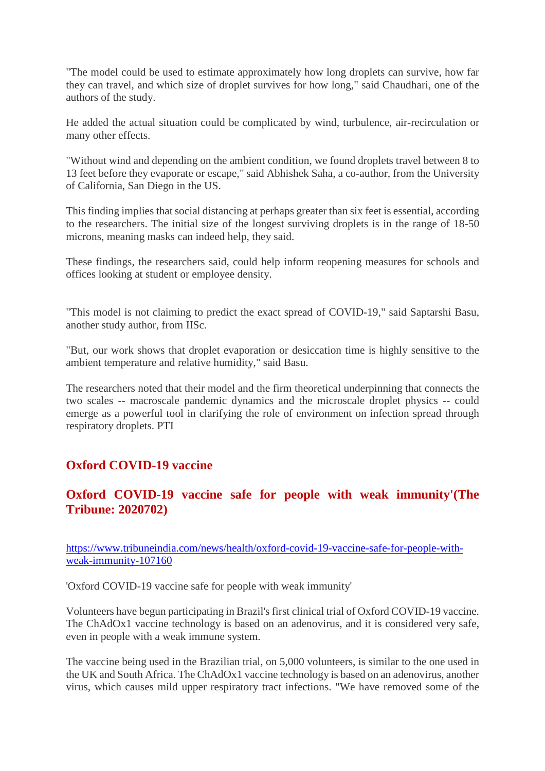"The model could be used to estimate approximately how long droplets can survive, how far they can travel, and which size of droplet survives for how long," said Chaudhari, one of the authors of the study.

He added the actual situation could be complicated by wind, turbulence, air-recirculation or many other effects.

"Without wind and depending on the ambient condition, we found droplets travel between 8 to 13 feet before they evaporate or escape," said Abhishek Saha, a co-author, from the University of California, San Diego in the US.

This finding implies that social distancing at perhaps greater than six feet is essential, according to the researchers. The initial size of the longest surviving droplets is in the range of 18-50 microns, meaning masks can indeed help, they said.

These findings, the researchers said, could help inform reopening measures for schools and offices looking at student or employee density.

"This model is not claiming to predict the exact spread of COVID-19," said Saptarshi Basu, another study author, from IISc.

"But, our work shows that droplet evaporation or desiccation time is highly sensitive to the ambient temperature and relative humidity," said Basu.

The researchers noted that their model and the firm theoretical underpinning that connects the two scales -- macroscale pandemic dynamics and the microscale droplet physics -- could emerge as a powerful tool in clarifying the role of environment on infection spread through respiratory droplets. PTI

## Oxford COVID-19 vaccine

## Oxford COVID-19 vaccine safe for people with weak immunity'(The Tribune: 2020702)

https://www.tribuneindia.com/news/health/oxford-covid-19-vaccine-safe-for-people-with-weak-immunity-107160

'Oxford COVID-19 vaccine safe for people with weak immunity'

Volunteers have begun participating in Brazil's first clinical trial of Oxford COVID-19 vaccine. The ChAdOx1 vaccine technology is based on an adenovirus, and it is considered very safe, even in people with a weak immune system.

The vaccine being used in the Brazilian trial, on 5,000 volunteers, is similar to the one used in the UK and South Africa. The ChAdOx1 vaccine technology is based on an adenovirus, another virus, which causes mild upper respiratory tract infections. "We have removed some of the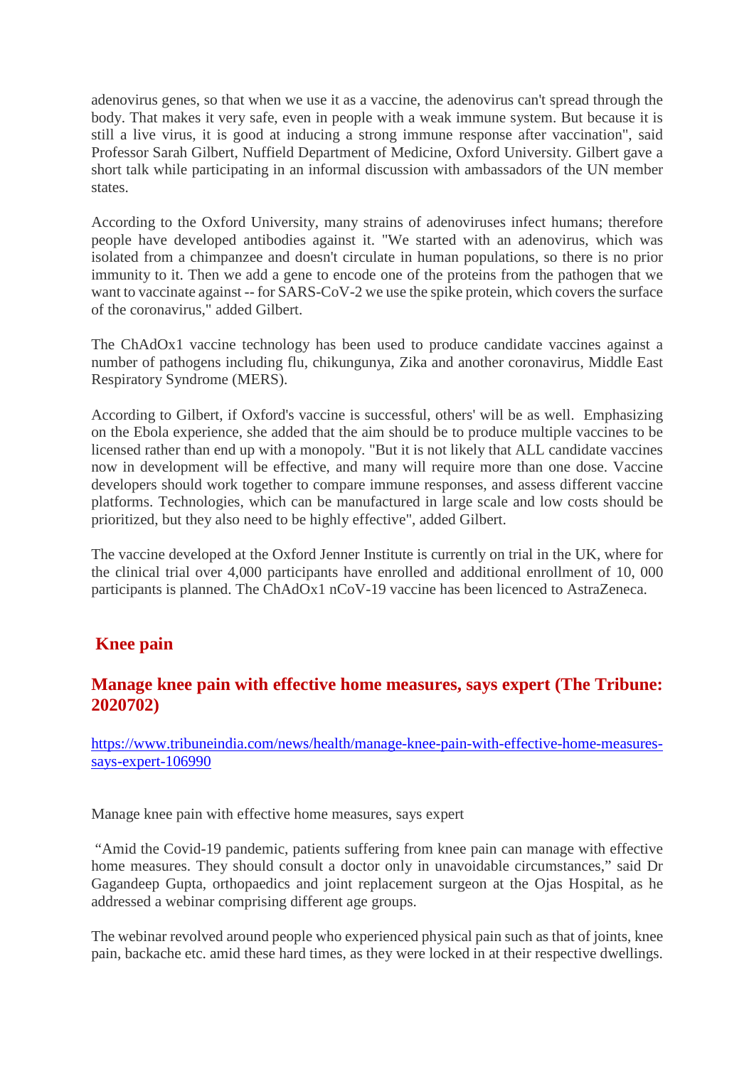adenovirus genes, so that when we use it as a vaccine, the adenovirus can't spread through the body. That makes it very safe, even in people with a weak immune system. But because it is still a live virus, it is good at inducing a strong immune response after vaccination", said Professor Sarah Gilbert, Nuffield Department of Medicine, Oxford University. Gilbert gave a short talk while participating in an informal discussion with ambassadors of the UN member states.

According to the Oxford University, many strains of adenoviruses infect humans; therefore people have developed antibodies against it. "We started with an adenovirus, which was isolated from a chimpanzee and doesn't circulate in human populations, so there is no prior immunity to it. Then we add a gene to encode one of the proteins from the pathogen that we want to vaccinate against -- for SARS-CoV-2 we use the spike protein, which covers the surface of the coronavirus," added Gilbert.

The ChAdOx1 vaccine technology has been used to produce candidate vaccines against a number of pathogens including flu, chikungunya, Zika and another coronavirus, Middle East Respiratory Syndrome (MERS).

According to Gilbert, if Oxford's vaccine is successful, others' will be as well. Emphasizing on the Ebola experience, she added that the aim should be to produce multiple vaccines to be licensed rather than end up with a monopoly. "But it is not likely that ALL candidate vaccines now in development will be effective, and many will require more than one dose. Vaccine developers should work together to compare immune responses, and assess different vaccine platforms. Technologies, which can be manufactured in large scale and low costs should be prioritized, but they also need to be highly effective", added Gilbert.

The vaccine developed at the Oxford Jenner Institute is currently on trial in the UK, where for the clinical trial over 4,000 participants have enrolled and additional enrollment of 10, 000 participants is planned. The ChAdOx1 nCoV-19 vaccine has been licenced to AstraZeneca.

## Knee pain

### Manage knee pain with effective home measures, says expert (The Tribune: 2020702)

https://www.tribuneindia.com/news/health/manage-knee-pain-with-effective-home-measures-says-expert-106990

Manage knee pain with effective home measures, says expert

"Amid the Covid-19 pandemic, patients suffering from knee pain can manage with effective home measures. They should consult a doctor only in unavoidable circumstances," said Dr Gagandeep Gupta, orthopaedics and joint replacement surgeon at the Ojas Hospital, as he addressed a webinar comprising different age groups.

The webinar revolved around people who experienced physical pain such as that of joints, knee pain, backache etc. amid these hard times, as they were locked in at their respective dwellings.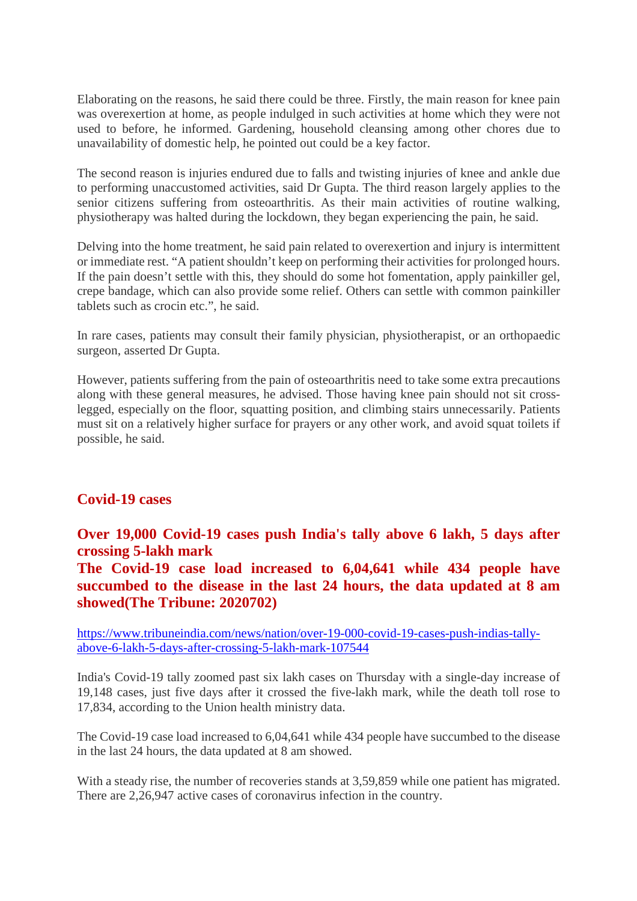Elaborating on the reasons, he said there could be three. Firstly, the main reason for knee pain was overexertion at home, as people indulged in such activities at home which they were not used to before, he informed. Gardening, household cleansing among other chores due to unavailability of domestic help, he pointed out could be a key factor.

The second reason is injuries endured due to falls and twisting injuries of knee and ankle due to performing unaccustomed activities, said Dr Gupta. The third reason largely applies to the senior citizens suffering from osteoarthritis. As their main activities of routine walking, physiotherapy was halted during the lockdown, they began experiencing the pain, he said.

Delving into the home treatment, he said pain related to overexertion and injury is intermittent or immediate rest. "A patient shouldn't keep on performing their activities for prolonged hours. If the pain doesn't settle with this, they should do some hot fomentation, apply painkiller gel, crepe bandage, which can also provide some relief. Others can settle with common painkiller tablets such as crocin etc.", he said.

In rare cases, patients may consult their family physician, physiotherapist, or an orthopaedic surgeon, asserted Dr Gupta.

However, patients suffering from the pain of osteoarthritis need to take some extra precautions along with these general measures, he advised. Those having knee pain should not sit cross-legged, especially on the floor, squatting position, and climbing stairs unnecessarily. Patients must sit on a relatively higher surface for prayers or any other work, and avoid squat toilets if possible, he said.

## Covid-19 cases

### Over 19,000 Covid-19 cases push India's tally above 6 lakh, 5 days after crossing 5-lakh mark
### The Covid-19 case load increased to 6,04,641 while 434 people have succumbed to the disease in the last 24 hours, the data updated at 8 am showed(The Tribune: 2020702)

https://www.tribuneindia.com/news/nation/over-19-000-covid-19-cases-push-indias-tally-above-6-lakh-5-days-after-crossing-5-lakh-mark-107544

India's Covid-19 tally zoomed past six lakh cases on Thursday with a single-day increase of 19,148 cases, just five days after it crossed the five-lakh mark, while the death toll rose to 17,834, according to the Union health ministry data.

The Covid-19 case load increased to 6,04,641 while 434 people have succumbed to the disease in the last 24 hours, the data updated at 8 am showed.

With a steady rise, the number of recoveries stands at 3,59,859 while one patient has migrated. There are 2,26,947 active cases of coronavirus infection in the country.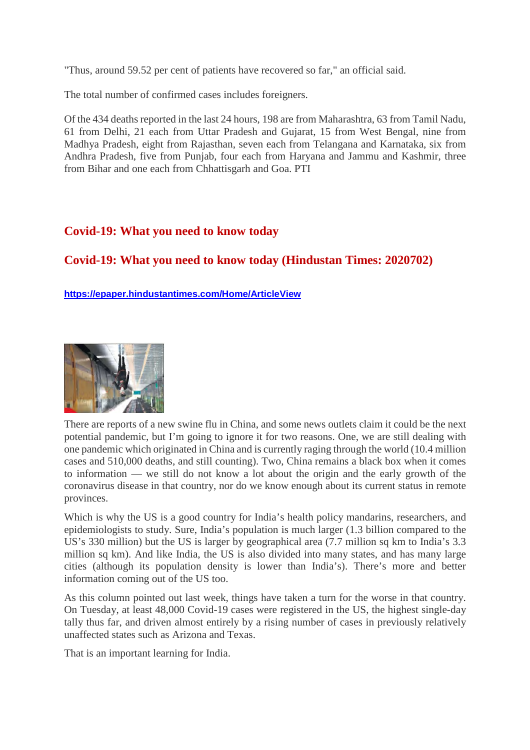"Thus, around 59.52 per cent of patients have recovered so far," an official said.

The total number of confirmed cases includes foreigners.

Of the 434 deaths reported in the last 24 hours, 198 are from Maharashtra, 63 from Tamil Nadu, 61 from Delhi, 21 each from Uttar Pradesh and Gujarat, 15 from West Bengal, nine from Madhya Pradesh, eight from Rajasthan, seven each from Telangana and Karnataka, six from Andhra Pradesh, five from Punjab, four each from Haryana and Jammu and Kashmir, three from Bihar and one each from Chhattisgarh and Goa. PTI

## Covid-19: What you need to know today

## Covid-19: What you need to know today (Hindustan Times: 2020702)

https://epaper.hindustantimes.com/Home/ArticleView

There are reports of a new swine flu in China, and some news outlets claim it could be the next potential pandemic, but I'm going to ignore it for two reasons. One, we are still dealing with one pandemic which originated in China and is currently raging through the world (10.4 million cases and 510,000 deaths, and still counting). Two, China remains a black box when it comes to information — we still do not know a lot about the origin and the early growth of the coronavirus disease in that country, nor do we know enough about its current status in remote provinces.

Which is why the US is a good country for India's health policy mandarins, researchers, and epidemiologists to study. Sure, India's population is much larger (1.3 billion compared to the US's 330 million) but the US is larger by geographical area (7.7 million sq km to India's 3.3 million sq km). And like India, the US is also divided into many states, and has many large cities (although its population density is lower than India's). There's more and better information coming out of the US too.

As this column pointed out last week, things have taken a turn for the worse in that country. On Tuesday, at least 48,000 Covid-19 cases were registered in the US, the highest single-day tally thus far, and driven almost entirely by a rising number of cases in previously relatively unaffected states such as Arizona and Texas.

That is an important learning for India.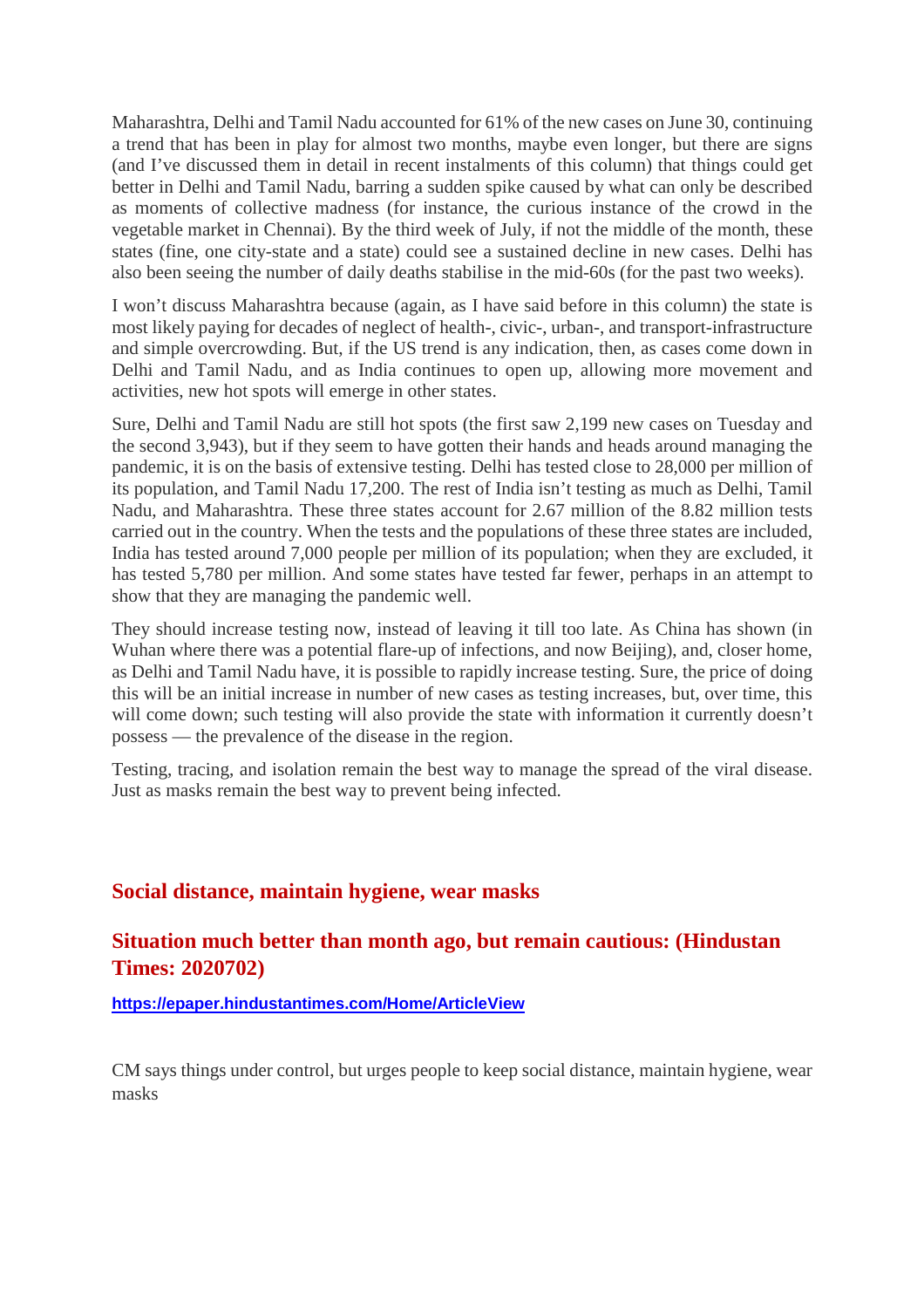Maharashtra, Delhi and Tamil Nadu accounted for 61% of the new cases on June 30, continuing a trend that has been in play for almost two months, maybe even longer, but there are signs (and I've discussed them in detail in recent instalments of this column) that things could get better in Delhi and Tamil Nadu, barring a sudden spike caused by what can only be described as moments of collective madness (for instance, the curious instance of the crowd in the vegetable market in Chennai). By the third week of July, if not the middle of the month, these states (fine, one city-state and a state) could see a sustained decline in new cases. Delhi has also been seeing the number of daily deaths stabilise in the mid-60s (for the past two weeks).

I won't discuss Maharashtra because (again, as I have said before in this column) the state is most likely paying for decades of neglect of health-, civic-, urban-, and transport-infrastructure and simple overcrowding. But, if the US trend is any indication, then, as cases come down in Delhi and Tamil Nadu, and as India continues to open up, allowing more movement and activities, new hot spots will emerge in other states.

Sure, Delhi and Tamil Nadu are still hot spots (the first saw 2,199 new cases on Tuesday and the second 3,943), but if they seem to have gotten their hands and heads around managing the pandemic, it is on the basis of extensive testing. Delhi has tested close to 28,000 per million of its population, and Tamil Nadu 17,200. The rest of India isn't testing as much as Delhi, Tamil Nadu, and Maharashtra. These three states account for 2.67 million of the 8.82 million tests carried out in the country. When the tests and the populations of these three states are included, India has tested around 7,000 people per million of its population; when they are excluded, it has tested 5,780 per million. And some states have tested far fewer, perhaps in an attempt to show that they are managing the pandemic well.

They should increase testing now, instead of leaving it till too late. As China has shown (in Wuhan where there was a potential flare-up of infections, and now Beijing), and, closer home, as Delhi and Tamil Nadu have, it is possible to rapidly increase testing. Sure, the price of doing this will be an initial increase in number of new cases as testing increases, but, over time, this will come down; such testing will also provide the state with information it currently doesn't possess — the prevalence of the disease in the region.

Testing, tracing, and isolation remain the best way to manage the spread of the viral disease. Just as masks remain the best way to prevent being infected.

## Social distance, maintain hygiene, wear masks

## Situation much better than month ago, but remain cautious: (Hindustan Times: 2020702)

https://epaper.hindustantimes.com/Home/ArticleView

CM says things under control, but urges people to keep social distance, maintain hygiene, wear masks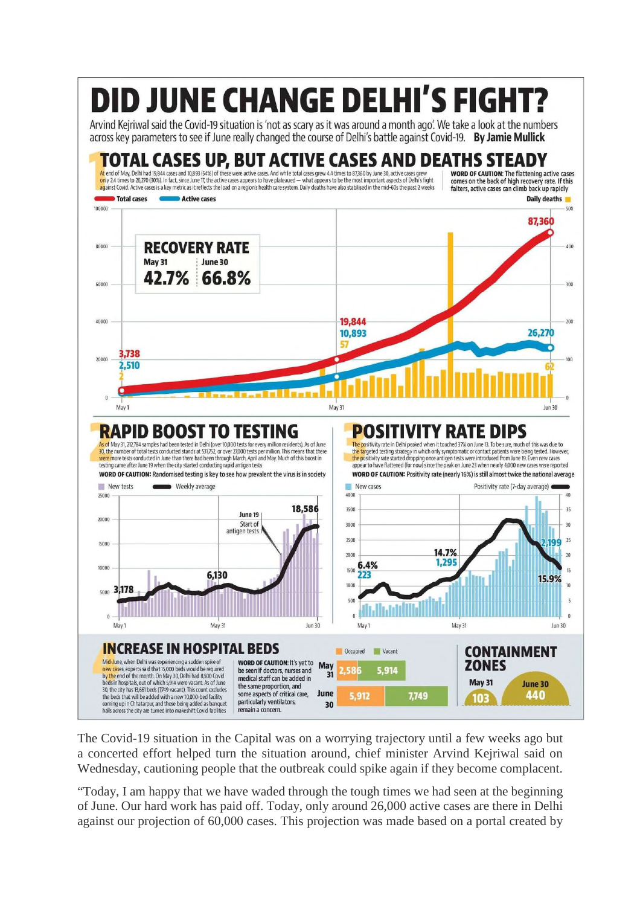# DID JUNE CHANGE DELHI'S FIGHT?

Arvind Kejriwal said the Covid-19 situation is 'not as scary as it was around a month ago'. We take a look at the numbers across key parameters to see if June really changed the course of Delhi's battle against Covid-19. **By Jamie Mullick**

## 1 TOTAL CASES UP, BUT ACTIVE CASES AND DEATHS STEADY

At end of May, Delhi had 19,844 cases and 10,893 (54%) of these were active cases. And while total cases grew 4.4 times to 87,360 by June 30, active cases grew only 2.4 times to 26,270 (30%). In fact, since June 17, the active cases appears to have plateaued — what appears to be the most important aspects of Delhi's fight against Covid. Active cases is a key metric as it reflects the load on a region's health care system. Daily deaths have also stabilised in the mid-60s the past 2 weeks

**WORD OF CAUTION:** The flattening active cases comes on the back of high recovery rate. If this falters, active cases can climb back up rapidly

Total cases | Active cases | Daily deaths

| | Total cases | Active cases | Daily deaths |
|---|---|---|---|
| May 1 | 3,738 | 2,510 | 2 |
| May 31 | 19,844 | 10,893 | 57 |
| Jun 30 | 87,360 | 26,270 | 62 |

**RECOVERY RATE**

| May 31 | June 30 |
|---|---|
| 42.7% | 66.8% |

## 2 RAPID BOOST TO TESTING

As of May 31, 212,784 samples had been tested in Delhi (over 10,000 tests for every million residents). As of June 30, the number of total tests conducted stands at 531,752, or over 27,000 tests per million. This means that there were more tests conducted in June than there had been through March, April and May. Much of this boost in testing came after June 19 when the city started conducting rapid antigen tests

**WORD OF CAUTION:** Randomised testing is key to see how prevalent the virus is in society

New tests | Weekly average

| May 1 | May 31 | June 19 | Jun 30 |
|---|---|---|---|
| 3,178 | 6,130 | Start of antigen tests | 18,586 |

## 3 POSITIVITY RATE DIPS

The positivity rate in Delhi peaked when it touched 37% on June 13. To be sure, much of this was due to the targeted testing strategy in which only symptomatic or contact patients were being tested. However, the positivity rate started dropping once antigen tests were introduced from June 19. Even new cases appear to have flattened (for now) since the peak on June 23 when nearly 4,000 new cases were reported

**WORD OF CAUTION:** Positivity rate (nearly 16%) is still almost twice the national average

New cases | Positivity rate (7-day average)

| | Positivity rate | New cases |
|---|---|---|
| May 1 | 6.4% | 223 |
| May 31 | 14.7% | 1,295 |
| Jun 30 | 15.9% | 2,199 |

## 4 INCREASE IN HOSPITAL BEDS

Mid-June, when Delhi was experiencing a sudden spike of new cases, experts said that 15,000 beds would be required by the end of the month. On May 30, Delhi had 8,500 Covid beds in hospitals, out of which 5,914 were vacant. As of June 30, the city has 13,661 beds (7,749 vacant). This count excludes the beds that will be added with a new 10,000-bed facility coming up in Chhatarpur, and those being added as banquet halls across the city are turned into makeshift Covid facilities

**WORD OF CAUTION:** It's yet to be seen if doctors, nurses and medical staff can be added in the same proportion, and some aspects of critical care, particularly ventilators, remain a concern.

| | Occupied | Vacant |
|---|---|---|
| May 31 | 2,586 | 5,914 |
| June 30 | 5,912 | 7,749 |

**CONTAINMENT ZONES**

| May 31 | June 30 |
|---|---|
| 103 | 440 |

The Covid-19 situation in the Capital was on a worrying trajectory until a few weeks ago but a concerted effort helped turn the situation around, chief minister Arvind Kejriwal said on Wednesday, cautioning people that the outbreak could spike again if they become complacent.

"Today, I am happy that we have waded through the tough times we had seen at the beginning of June. Our hard work has paid off. Today, only around 26,000 active cases are there in Delhi against our projection of 60,000 cases. This projection was made based on a portal created by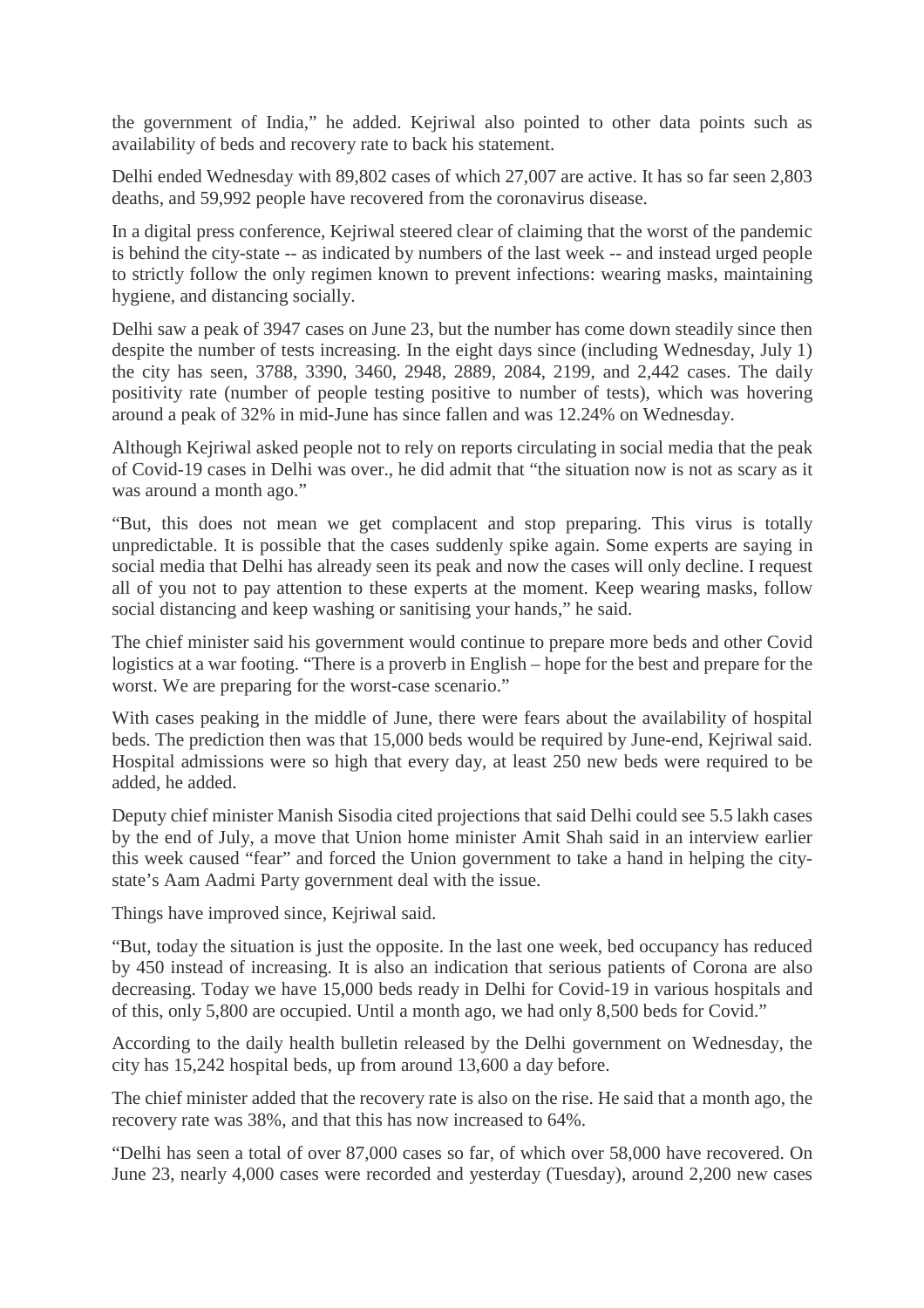the government of India," he added. Kejriwal also pointed to other data points such as availability of beds and recovery rate to back his statement.

Delhi ended Wednesday with 89,802 cases of which 27,007 are active. It has so far seen 2,803 deaths, and 59,992 people have recovered from the coronavirus disease.

In a digital press conference, Kejriwal steered clear of claiming that the worst of the pandemic is behind the city-state -- as indicated by numbers of the last week -- and instead urged people to strictly follow the only regimen known to prevent infections: wearing masks, maintaining hygiene, and distancing socially.

Delhi saw a peak of 3947 cases on June 23, but the number has come down steadily since then despite the number of tests increasing. In the eight days since (including Wednesday, July 1) the city has seen, 3788, 3390, 3460, 2948, 2889, 2084, 2199, and 2,442 cases. The daily positivity rate (number of people testing positive to number of tests), which was hovering around a peak of 32% in mid-June has since fallen and was 12.24% on Wednesday.

Although Kejriwal asked people not to rely on reports circulating in social media that the peak of Covid-19 cases in Delhi was over., he did admit that "the situation now is not as scary as it was around a month ago."

"But, this does not mean we get complacent and stop preparing. This virus is totally unpredictable. It is possible that the cases suddenly spike again. Some experts are saying in social media that Delhi has already seen its peak and now the cases will only decline. I request all of you not to pay attention to these experts at the moment. Keep wearing masks, follow social distancing and keep washing or sanitising your hands," he said.

The chief minister said his government would continue to prepare more beds and other Covid logistics at a war footing. "There is a proverb in English – hope for the best and prepare for the worst. We are preparing for the worst-case scenario."

With cases peaking in the middle of June, there were fears about the availability of hospital beds. The prediction then was that 15,000 beds would be required by June-end, Kejriwal said. Hospital admissions were so high that every day, at least 250 new beds were required to be added, he added.

Deputy chief minister Manish Sisodia cited projections that said Delhi could see 5.5 lakh cases by the end of July, a move that Union home minister Amit Shah said in an interview earlier this week caused "fear" and forced the Union government to take a hand in helping the city-state's Aam Aadmi Party government deal with the issue.

Things have improved since, Kejriwal said.

"But, today the situation is just the opposite. In the last one week, bed occupancy has reduced by 450 instead of increasing. It is also an indication that serious patients of Corona are also decreasing. Today we have 15,000 beds ready in Delhi for Covid-19 in various hospitals and of this, only 5,800 are occupied. Until a month ago, we had only 8,500 beds for Covid."

According to the daily health bulletin released by the Delhi government on Wednesday, the city has 15,242 hospital beds, up from around 13,600 a day before.

The chief minister added that the recovery rate is also on the rise. He said that a month ago, the recovery rate was 38%, and that this has now increased to 64%.

"Delhi has seen a total of over 87,000 cases so far, of which over 58,000 have recovered. On June 23, nearly 4,000 cases were recorded and yesterday (Tuesday), around 2,200 new cases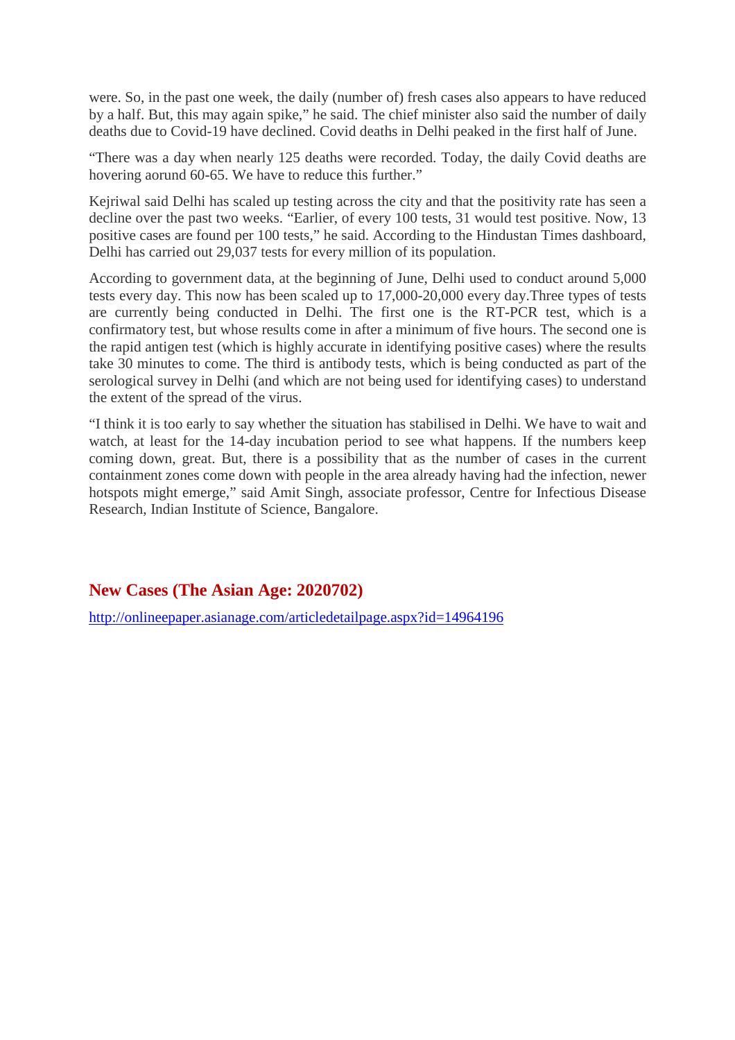were. So, in the past one week, the daily (number of) fresh cases also appears to have reduced by a half. But, this may again spike," he said. The chief minister also said the number of daily deaths due to Covid-19 have declined. Covid deaths in Delhi peaked in the first half of June.

"There was a day when nearly 125 deaths were recorded. Today, the daily Covid deaths are hovering aorund 60-65. We have to reduce this further."

Kejriwal said Delhi has scaled up testing across the city and that the positivity rate has seen a decline over the past two weeks. "Earlier, of every 100 tests, 31 would test positive. Now, 13 positive cases are found per 100 tests," he said. According to the Hindustan Times dashboard, Delhi has carried out 29,037 tests for every million of its population.

According to government data, at the beginning of June, Delhi used to conduct around 5,000 tests every day. This now has been scaled up to 17,000-20,000 every day.Three types of tests are currently being conducted in Delhi. The first one is the RT-PCR test, which is a confirmatory test, but whose results come in after a minimum of five hours. The second one is the rapid antigen test (which is highly accurate in identifying positive cases) where the results take 30 minutes to come. The third is antibody tests, which is being conducted as part of the serological survey in Delhi (and which are not being used for identifying cases) to understand the extent of the spread of the virus.

"I think it is too early to say whether the situation has stabilised in Delhi. We have to wait and watch, at least for the 14-day incubation period to see what happens. If the numbers keep coming down, great. But, there is a possibility that as the number of cases in the current containment zones come down with people in the area already having had the infection, newer hotspots might emerge," said Amit Singh, associate professor, Centre for Infectious Disease Research, Indian Institute of Science, Bangalore.

## New Cases (The Asian Age: 2020702)

http://onlineepaper.asianage.com/articledetailpage.aspx?id=14964196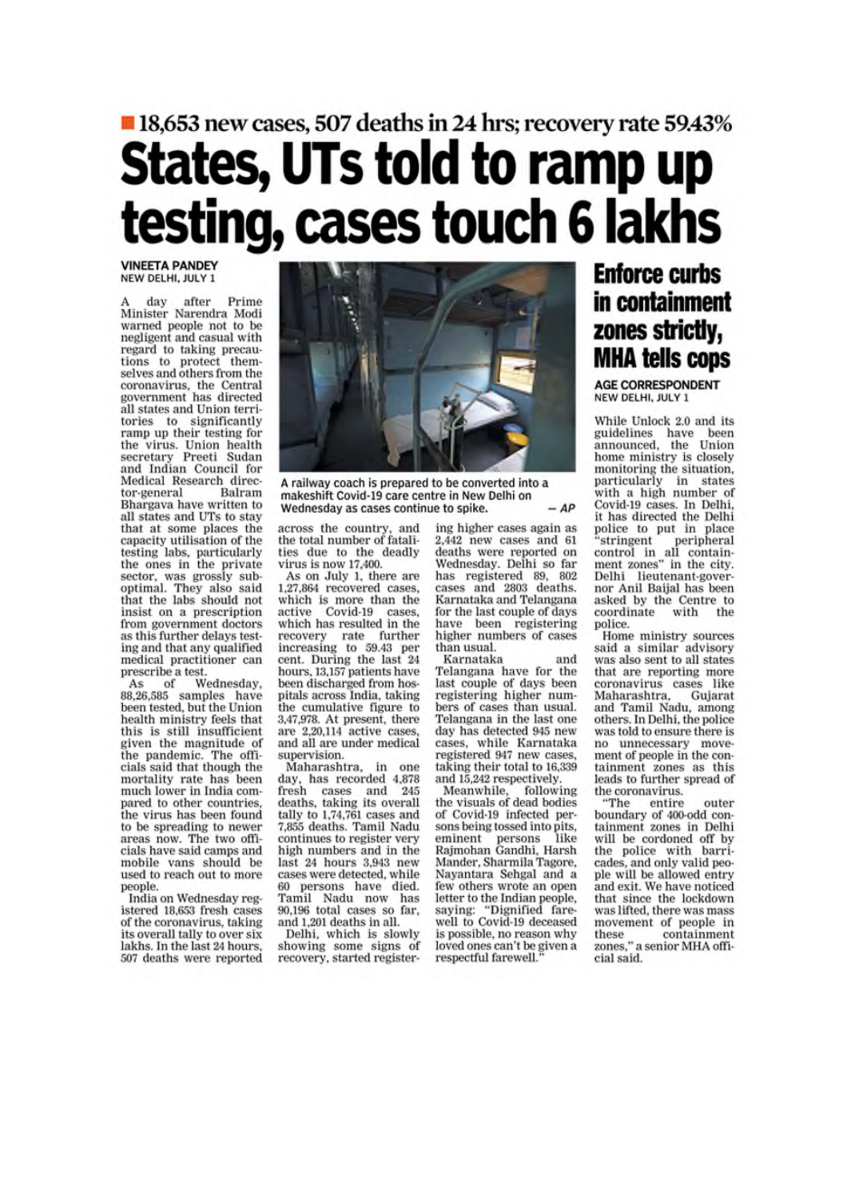■ 18,653 new cases, 507 deaths in 24 hrs; recovery rate 59.43%

# States, UTs told to ramp up testing, cases touch 6 lakhs

**VINEETA PANDEY**
NEW DELHI, JULY 1

A day after Prime Minister Narendra Modi warned people not to be negligent and casual with regard to taking precautions to protect themselves and others from the coronavirus, the Central government has directed all states and Union territories to significantly ramp up their testing for the virus. Union health secretary Preeti Sudan and Indian Council for Medical Research director-general Balram Bhargava have written to all states and UTs to stay that at some places the capacity utilisation of the testing labs, particularly the ones in the private sector, was grossly sub-optimal. They also said that the labs should not insist on a prescription from government doctors as this further delays testing and that any qualified medical practitioner can prescribe a test.

As of Wednesday, 88,26,585 samples have been tested, but the Union health ministry feels that this is still insufficient given the magnitude of the pandemic. The officials said that though the mortality rate has been much lower in India compared to other countries, the virus has been found to be spreading to newer areas now. The two officials have said camps and mobile vans should be used to reach out to more people.

India on Wednesday registered 18,653 fresh cases of the coronavirus, taking its overall tally to over six lakhs. In the last 24 hours, 507 deaths were reported across the country, and the total number of fatalities due to the deadly virus is now 17,400.

A railway coach is prepared to be converted into a makeshift Covid-19 care centre in New Delhi on Wednesday as cases continue to spike. — AP

As on July 1, there are 1,27,864 recovered cases, which is more than the active Covid-19 cases, which has resulted in the recovery rate further increasing to 59.43 per cent. During the last 24 hours, 13,157 patients have been discharged from hospitals across India, taking the cumulative figure to 3,47,978. At present, there are 2,20,114 active cases, and all are under medical supervision.

Maharashtra, in one day, has recorded 4,878 fresh cases and 245 deaths, taking its overall tally to 1,74,761 cases and 7,855 deaths. Tamil Nadu continues to register very high numbers and in the last 24 hours 3,943 new cases were detected, while 60 persons have died. Tamil Nadu now has 90,196 total cases so far, and 1,201 deaths in all.

Delhi, which is slowly showing some signs of recovery, started registering higher cases again as 2,442 new cases and 61 deaths were reported on Wednesday. Delhi so far has registered 89, 802 cases and 2803 deaths. Karnataka and Telangana for the last couple of days have been registering higher numbers of cases than usual.

Karnataka and Telangana have for the last couple of days been registering higher numbers of cases than usual. Telangana in the last one day has detected 945 new cases, while Karnataka registered 947 new cases, taking their total to 16,339 and 15,242 respectively.

Meanwhile, following the visuals of dead bodies of Covid-19 infected persons being tossed into pits, eminent persons like Rajmohan Gandhi, Harsh Mander, Sharmila Tagore, Nayantara Sehgal and a few others wrote an open letter to the Indian people, saying: "Dignified farewell to Covid-19 deceased is possible, no reason why loved ones can't be given a respectful farewell."

## Enforce curbs in containment zones strictly, MHA tells cops

**AGE CORRESPONDENT**
NEW DELHI, JULY 1

While Unlock 2.0 and its guidelines have been announced, the Union home ministry is closely monitoring the situation, particularly in states with a high number of Covid-19 cases. In Delhi, it has directed the Delhi police to put in place "stringent peripheral control in all containment zones" in the city. Delhi lieutenant-governor Anil Baijal has been asked by the Centre to coordinate with the police.

Home ministry sources said a similar advisory was also sent to all states that are reporting more coronavirus cases like Maharashtra, Gujarat and Tamil Nadu, among others. In Delhi, the police was told to ensure there is no unnecessary movement of people in the containment zones as this leads to further spread of the coronavirus.

"The entire outer boundary of 400-odd containment zones in Delhi will be cordoned off by the police with barricades, and only valid people will be allowed entry and exit. We have noticed that since the lockdown was lifted, there was mass movement of people in these containment zones," a senior MHA official said.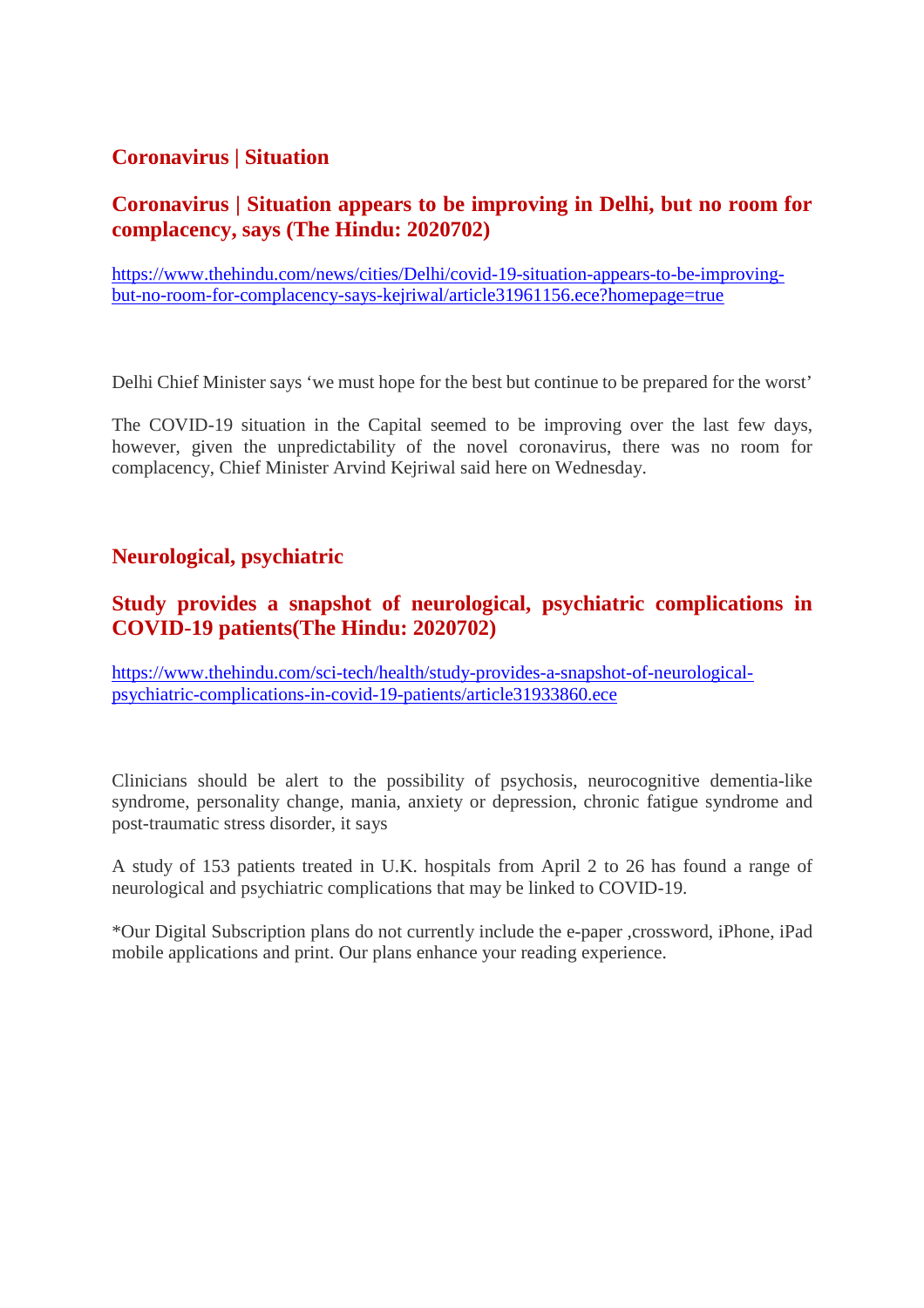## Coronavirus | Situation

### Coronavirus | Situation appears to be improving in Delhi, but no room for complacency, says (The Hindu: 2020702)

https://www.thehindu.com/news/cities/Delhi/covid-19-situation-appears-to-be-improving-but-no-room-for-complacency-says-kejriwal/article31961156.ece?homepage=true

Delhi Chief Minister says 'we must hope for the best but continue to be prepared for the worst'

The COVID-19 situation in the Capital seemed to be improving over the last few days, however, given the unpredictability of the novel coronavirus, there was no room for complacency, Chief Minister Arvind Kejriwal said here on Wednesday.

## Neurological, psychiatric

### Study provides a snapshot of neurological, psychiatric complications in COVID-19 patients(The Hindu: 2020702)

https://www.thehindu.com/sci-tech/health/study-provides-a-snapshot-of-neurological-psychiatric-complications-in-covid-19-patients/article31933860.ece

Clinicians should be alert to the possibility of psychosis, neurocognitive dementia-like syndrome, personality change, mania, anxiety or depression, chronic fatigue syndrome and post-traumatic stress disorder, it says

A study of 153 patients treated in U.K. hospitals from April 2 to 26 has found a range of neurological and psychiatric complications that may be linked to COVID-19.

*Our Digital Subscription plans do not currently include the e-paper ,crossword, iPhone, iPad mobile applications and print. Our plans enhance your reading experience.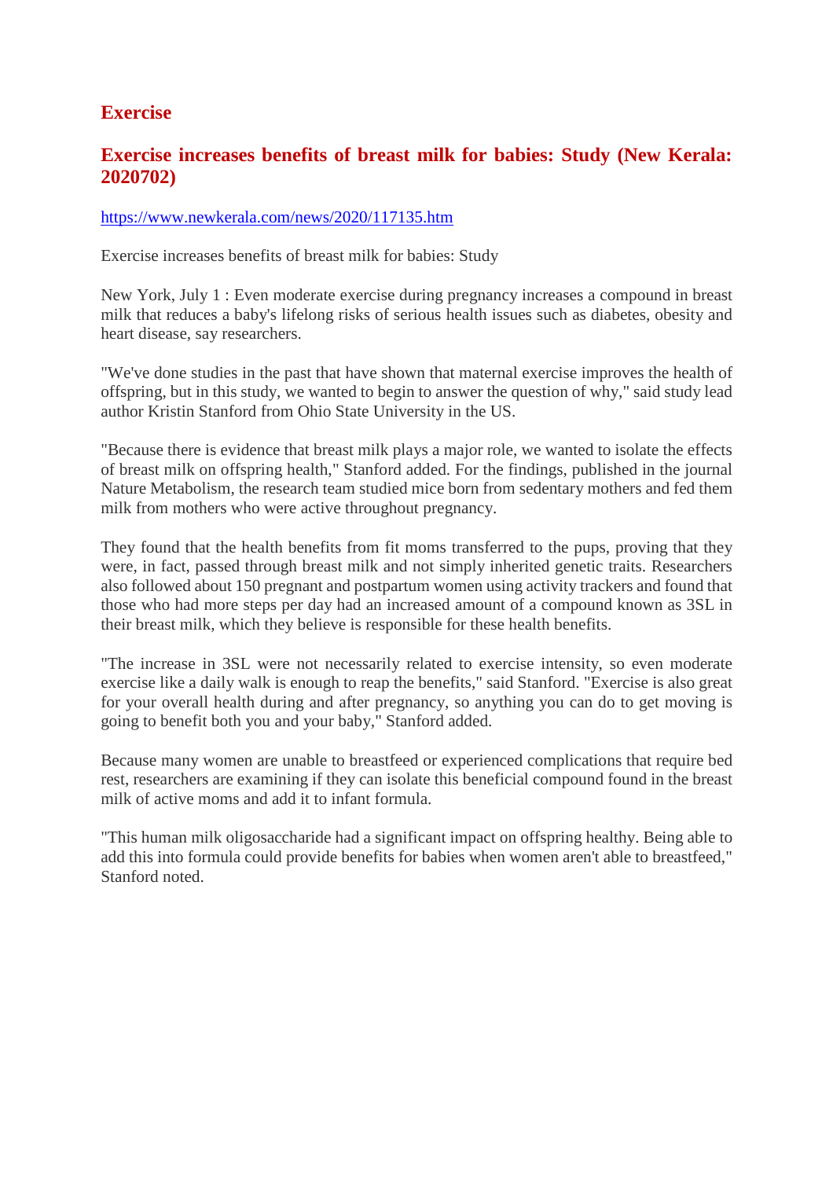# Exercise

## Exercise increases benefits of breast milk for babies: Study (New Kerala: 2020702)

https://www.newkerala.com/news/2020/117135.htm

Exercise increases benefits of breast milk for babies: Study

New York, July 1 : Even moderate exercise during pregnancy increases a compound in breast milk that reduces a baby's lifelong risks of serious health issues such as diabetes, obesity and heart disease, say researchers.

"We've done studies in the past that have shown that maternal exercise improves the health of offspring, but in this study, we wanted to begin to answer the question of why," said study lead author Kristin Stanford from Ohio State University in the US.

"Because there is evidence that breast milk plays a major role, we wanted to isolate the effects of breast milk on offspring health," Stanford added. For the findings, published in the journal Nature Metabolism, the research team studied mice born from sedentary mothers and fed them milk from mothers who were active throughout pregnancy.

They found that the health benefits from fit moms transferred to the pups, proving that they were, in fact, passed through breast milk and not simply inherited genetic traits. Researchers also followed about 150 pregnant and postpartum women using activity trackers and found that those who had more steps per day had an increased amount of a compound known as 3SL in their breast milk, which they believe is responsible for these health benefits.

"The increase in 3SL were not necessarily related to exercise intensity, so even moderate exercise like a daily walk is enough to reap the benefits," said Stanford. "Exercise is also great for your overall health during and after pregnancy, so anything you can do to get moving is going to benefit both you and your baby," Stanford added.

Because many women are unable to breastfeed or experienced complications that require bed rest, researchers are examining if they can isolate this beneficial compound found in the breast milk of active moms and add it to infant formula.

"This human milk oligosaccharide had a significant impact on offspring healthy. Being able to add this into formula could provide benefits for babies when women aren't able to breastfeed," Stanford noted.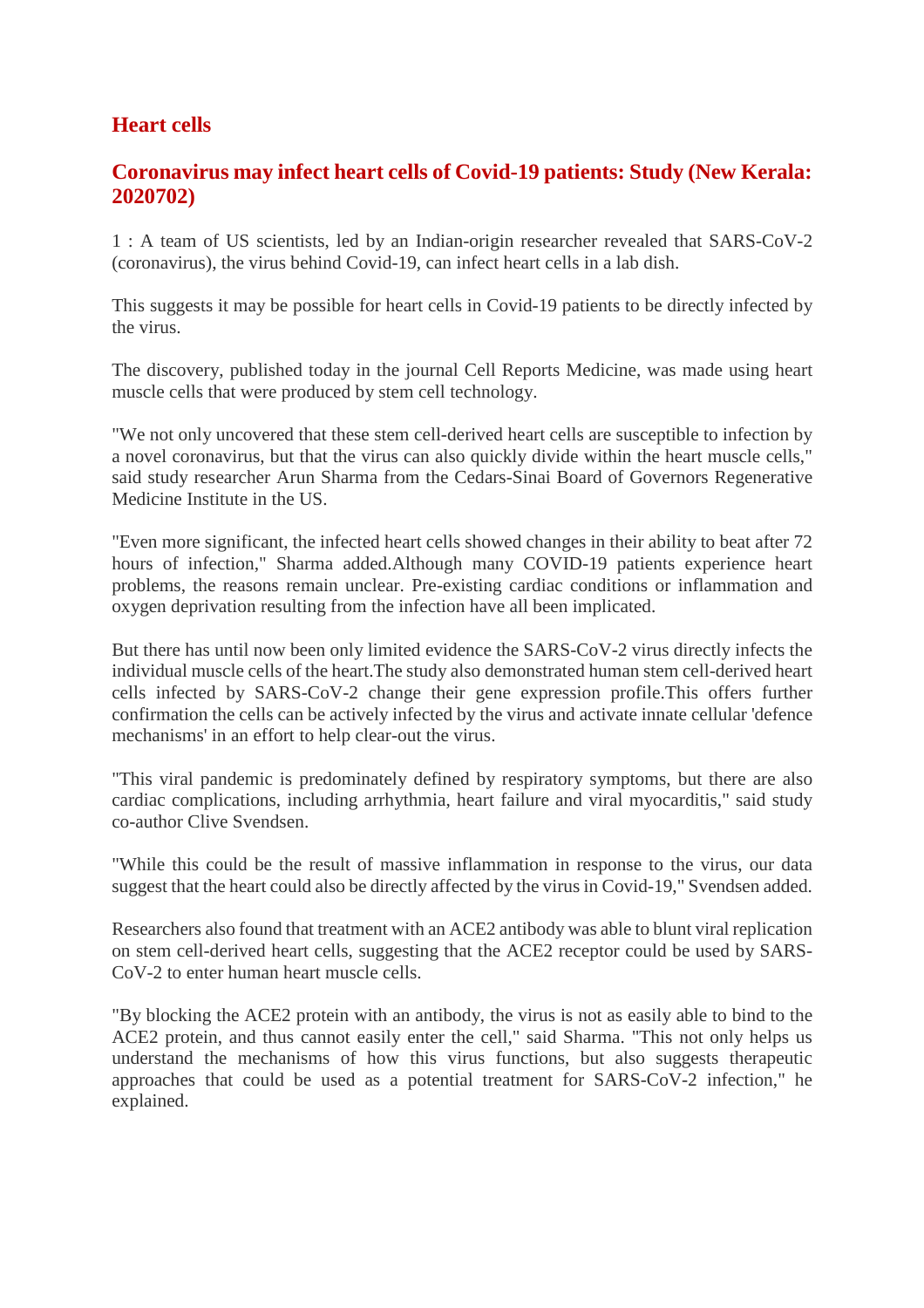## Heart cells

### Coronavirus may infect heart cells of Covid-19 patients: Study (New Kerala: 2020702)

1 : A team of US scientists, led by an Indian-origin researcher revealed that SARS-CoV-2 (coronavirus), the virus behind Covid-19, can infect heart cells in a lab dish.

This suggests it may be possible for heart cells in Covid-19 patients to be directly infected by the virus.

The discovery, published today in the journal Cell Reports Medicine, was made using heart muscle cells that were produced by stem cell technology.

"We not only uncovered that these stem cell-derived heart cells are susceptible to infection by a novel coronavirus, but that the virus can also quickly divide within the heart muscle cells," said study researcher Arun Sharma from the Cedars-Sinai Board of Governors Regenerative Medicine Institute in the US.

"Even more significant, the infected heart cells showed changes in their ability to beat after 72 hours of infection," Sharma added.Although many COVID-19 patients experience heart problems, the reasons remain unclear. Pre-existing cardiac conditions or inflammation and oxygen deprivation resulting from the infection have all been implicated.

But there has until now been only limited evidence the SARS-CoV-2 virus directly infects the individual muscle cells of the heart.The study also demonstrated human stem cell-derived heart cells infected by SARS-CoV-2 change their gene expression profile.This offers further confirmation the cells can be actively infected by the virus and activate innate cellular 'defence mechanisms' in an effort to help clear-out the virus.

"This viral pandemic is predominately defined by respiratory symptoms, but there are also cardiac complications, including arrhythmia, heart failure and viral myocarditis," said study co-author Clive Svendsen.

"While this could be the result of massive inflammation in response to the virus, our data suggest that the heart could also be directly affected by the virus in Covid-19," Svendsen added.

Researchers also found that treatment with an ACE2 antibody was able to blunt viral replication on stem cell-derived heart cells, suggesting that the ACE2 receptor could be used by SARS-CoV-2 to enter human heart muscle cells.

"By blocking the ACE2 protein with an antibody, the virus is not as easily able to bind to the ACE2 protein, and thus cannot easily enter the cell," said Sharma. "This not only helps us understand the mechanisms of how this virus functions, but also suggests therapeutic approaches that could be used as a potential treatment for SARS-CoV-2 infection," he explained.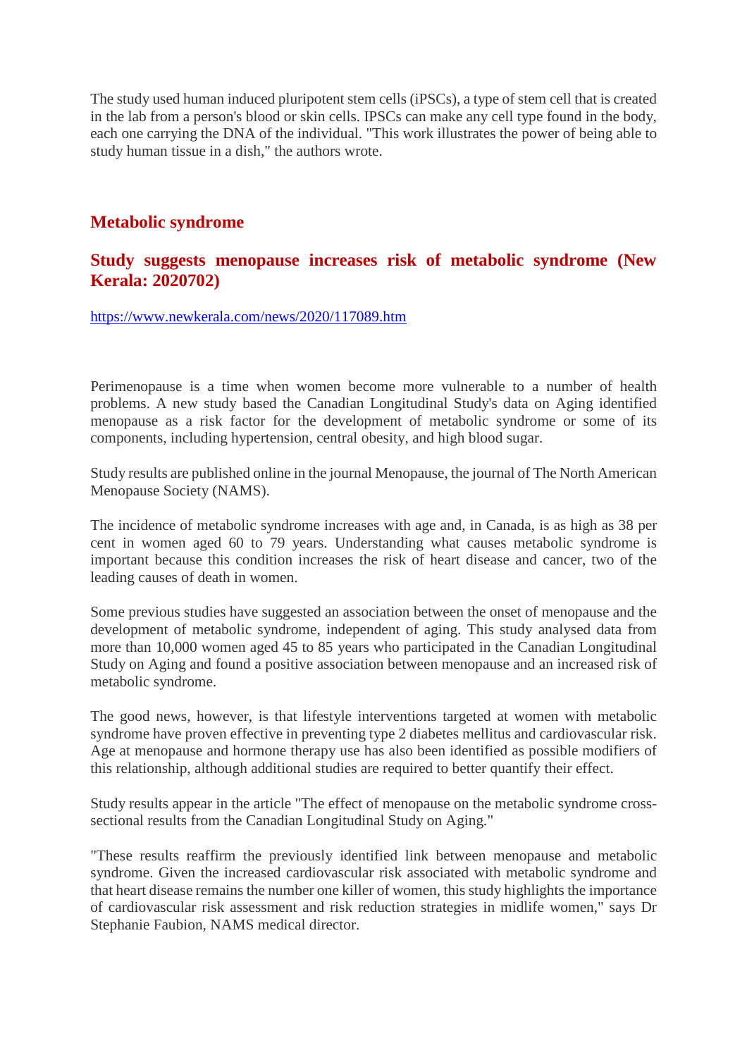The study used human induced pluripotent stem cells (iPSCs), a type of stem cell that is created in the lab from a person's blood or skin cells. IPSCs can make any cell type found in the body, each one carrying the DNA of the individual. "This work illustrates the power of being able to study human tissue in a dish," the authors wrote.

## Metabolic syndrome

### Study suggests menopause increases risk of metabolic syndrome (New Kerala: 2020702)

https://www.newkerala.com/news/2020/117089.htm

Perimenopause is a time when women become more vulnerable to a number of health problems. A new study based the Canadian Longitudinal Study's data on Aging identified menopause as a risk factor for the development of metabolic syndrome or some of its components, including hypertension, central obesity, and high blood sugar.

Study results are published online in the journal Menopause, the journal of The North American Menopause Society (NAMS).

The incidence of metabolic syndrome increases with age and, in Canada, is as high as 38 per cent in women aged 60 to 79 years. Understanding what causes metabolic syndrome is important because this condition increases the risk of heart disease and cancer, two of the leading causes of death in women.

Some previous studies have suggested an association between the onset of menopause and the development of metabolic syndrome, independent of aging. This study analysed data from more than 10,000 women aged 45 to 85 years who participated in the Canadian Longitudinal Study on Aging and found a positive association between menopause and an increased risk of metabolic syndrome.

The good news, however, is that lifestyle interventions targeted at women with metabolic syndrome have proven effective in preventing type 2 diabetes mellitus and cardiovascular risk. Age at menopause and hormone therapy use has also been identified as possible modifiers of this relationship, although additional studies has required to better quantify their effect.

Study results appear in the article "The effect of menopause on the metabolic syndrome cross-sectional results from the Canadian Longitudinal Study on Aging."

"These results reaffirm the previously identified link between menopause and metabolic syndrome. Given the increased cardiovascular risk associated with metabolic syndrome and that heart disease remains the number one killer of women, this study highlights the importance of cardiovascular risk assessment and risk reduction strategies in midlife women," says Dr Stephanie Faubion, NAMS medical director.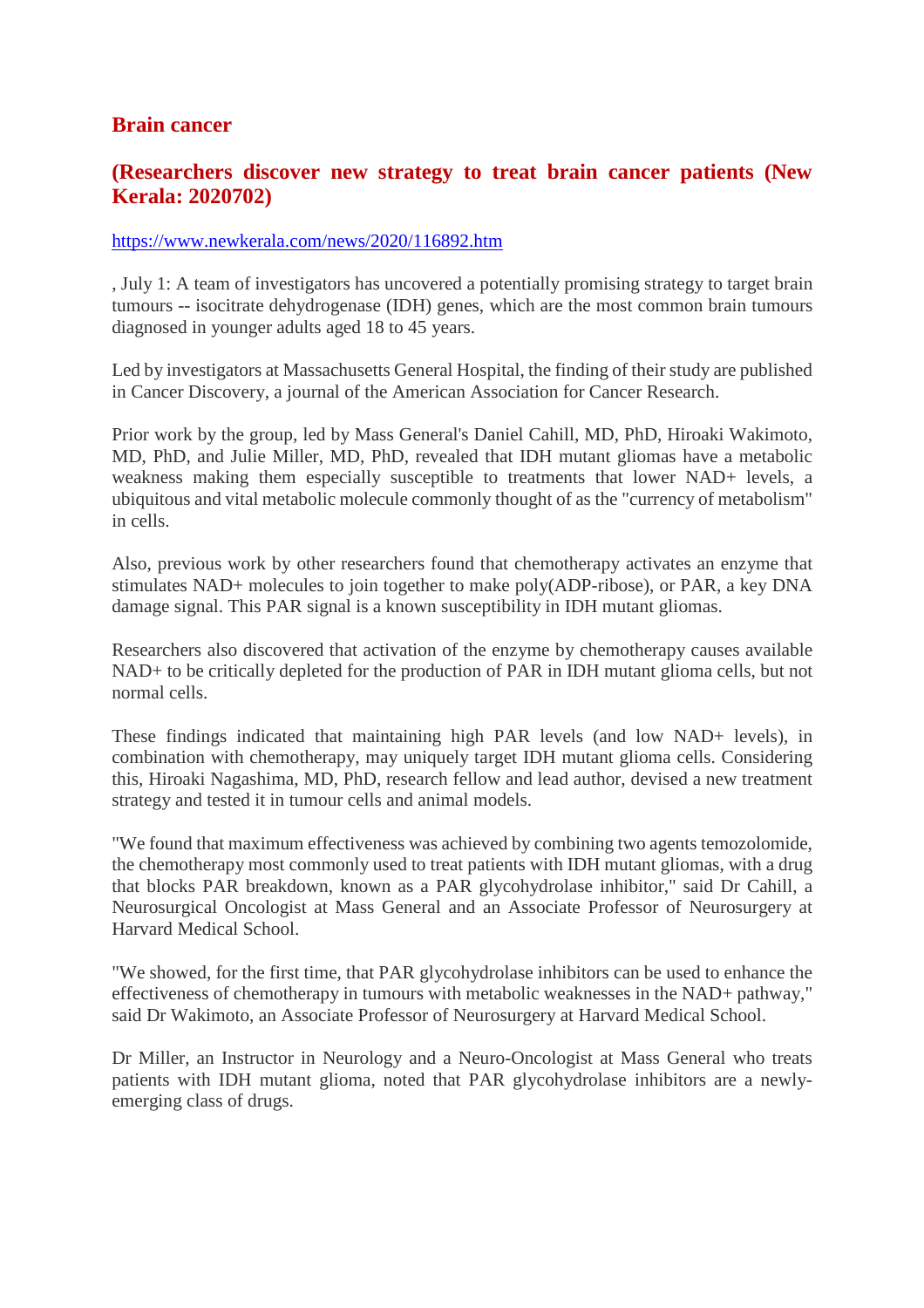## Brain cancer

### (Researchers discover new strategy to treat brain cancer patients (New Kerala: 2020702)

https://www.newkerala.com/news/2020/116892.htm

, July 1: A team of investigators has uncovered a potentially promising strategy to target brain tumours -- isocitrate dehydrogenase (IDH) genes, which are the most common brain tumours diagnosed in younger adults aged 18 to 45 years.

Led by investigators at Massachusetts General Hospital, the finding of their study are published in Cancer Discovery, a journal of the American Association for Cancer Research.

Prior work by the group, led by Mass General's Daniel Cahill, MD, PhD, Hiroaki Wakimoto, MD, PhD, and Julie Miller, MD, PhD, revealed that IDH mutant gliomas have a metabolic weakness making them especially susceptible to treatments that lower NAD+ levels, a ubiquitous and vital metabolic molecule commonly thought of as the "currency of metabolism" in cells.

Also, previous work by other researchers found that chemotherapy activates an enzyme that stimulates NAD+ molecules to join together to make poly(ADP-ribose), or PAR, a key DNA damage signal. This PAR signal is a known susceptibility in IDH mutant gliomas.

Researchers also discovered that activation of the enzyme by chemotherapy causes available NAD+ to be critically depleted for the production of PAR in IDH mutant glioma cells, but not normal cells.

These findings indicated that maintaining high PAR levels (and low NAD+ levels), in combination with chemotherapy, may uniquely target IDH mutant glioma cells. Considering this, Hiroaki Nagashima, MD, PhD, research fellow and lead author, devised a new treatment strategy and tested it in tumour cells and animal models.

"We found that maximum effectiveness was achieved by combining two agents temozolomide, the chemotherapy most commonly used to treat patients with IDH mutant gliomas, with a drug that blocks PAR breakdown, known as a PAR glycohydrolase inhibitor," said Dr Cahill, a Neurosurgical Oncologist at Mass General and an Associate Professor of Neurosurgery at Harvard Medical School.

"We showed, for the first time, that PAR glycohydrolase inhibitors can be used to enhance the effectiveness of chemotherapy in tumours with metabolic weaknesses in the NAD+ pathway," said Dr Wakimoto, an Associate Professor of Neurosurgery at Harvard Medical School.

Dr Miller, an Instructor in Neurology and a Neuro-Oncologist at Mass General who treats patients with IDH mutant glioma, noted that PAR glycohydrolase inhibitors are a newly-emerging class of drugs.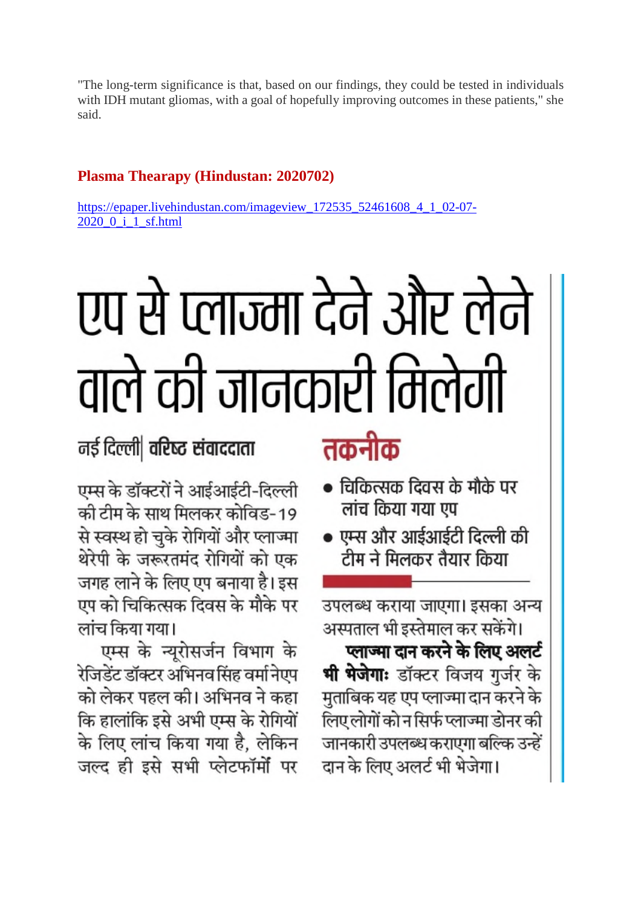"The long-term significance is that, based on our findings, they could be tested in individuals with IDH mutant gliomas, with a goal of hopefully improving outcomes in these patients," she said.

## Plasma Thearapy (Hindustan: 2020702)

https://epaper.livehindustan.com/imageview_172535_52461608_4_1_02-07-2020_0_i_1_sf.html

# एप से प्लाज्मा देने और लेने वाले की जानकारी मिलेगी

नई दिल्ली| **वरिष्ठ संवाददाता**

एम्स के डॉक्टरों ने आईआईटी-दिल्ली की टीम के साथ मिलकर कोविड-19 से स्वस्थ हो चुके रोगियों और प्लाज्मा थेरेपी के जरूरतमंद रोगियों को एक जगह लाने के लिए एप बनाया है। इस एप को चिकित्सक दिवस के मौके पर लांच किया गया।

एम्स के न्यूरोसर्जन विभाग के रेजिडेंट डॉक्टर अभिनव सिंह वर्मा ने एप को लेकर पहल की। अभिनव ने कहा कि हालांकि इसे अभी एम्स के रोगियों के लिए लांच किया गया है, लेकिन जल्द ही इसे सभी प्लेटफॉर्मों पर उपलब्ध कराया जाएगा। इसका अन्य अस्पताल भी इस्तेमाल कर सकेंगे।

**प्लाज्मा दान करने के लिए अलर्ट भी भेजेगा:** डॉक्टर विजय गुर्जर के मुताबिक यह एप प्लाज्मा दान करने के लिए लोगों को न सिर्फ प्लाज्मा डोनर की जानकारी उपलब्ध कराएगा बल्कि उन्हें दान के लिए अलर्ट भी भेजेगा।

### तकनीक

- चिकित्सक दिवस के मौके पर लांच किया गया एप
- एम्स और आईआईटी दिल्ली की टीम ने मिलकर तैयार किया